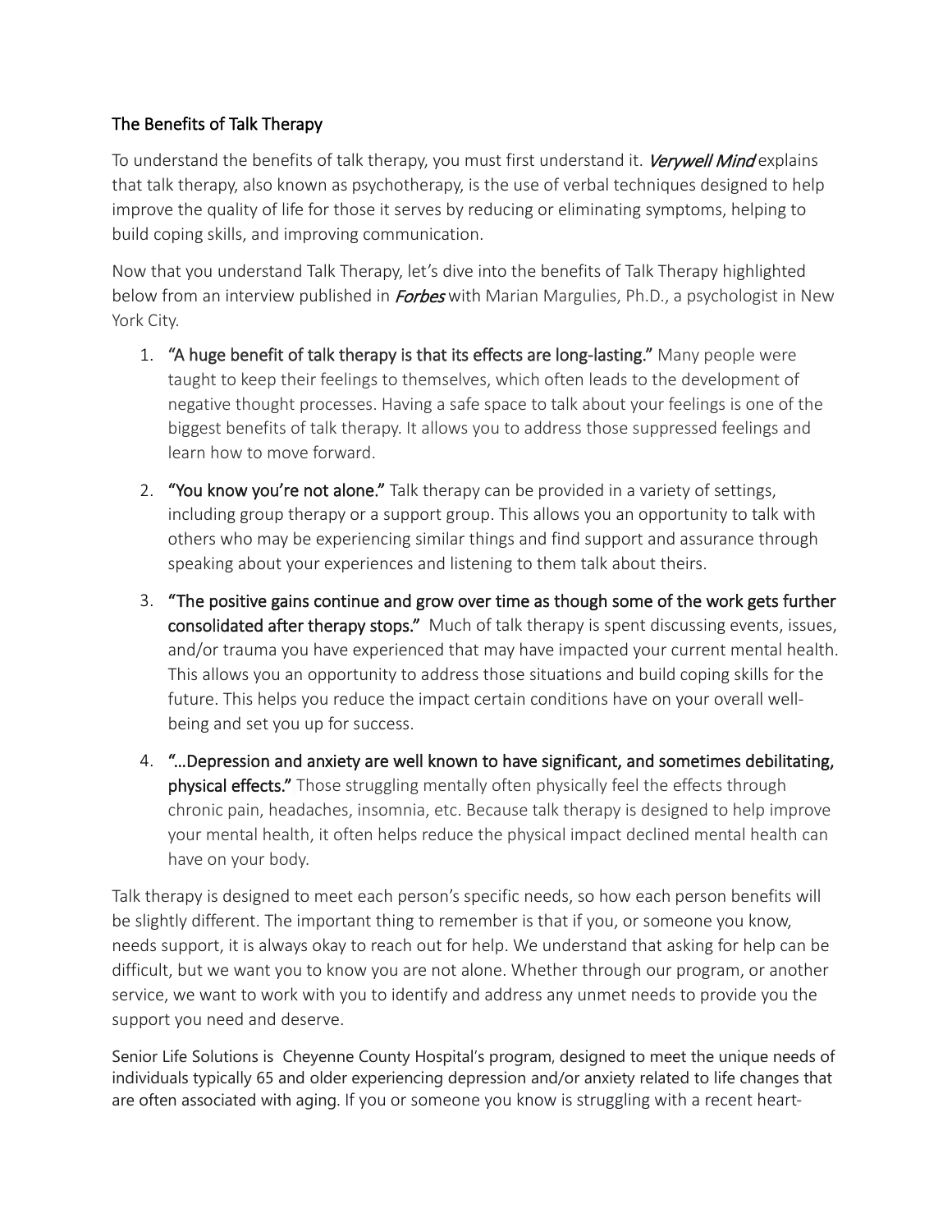## The Benefits of Talk Therapy

To understand the benefits of talk therapy, you must first understand it. *Verywell Mind* explains that talk therapy, also known as psychotherapy, is the use of verbal techniques designed to help improve the quality of life for those it serves by reducing or eliminating symptoms, helping to build coping skills, and improving communication.

Now that you understand Talk Therapy, let's dive into the benefits of Talk Therapy highlighted below from an interview published in *Forbes* with Marian Margulies, Ph.D., a psychologist in New York City.

1. **"A huge benefit of talk therapy is that its effects are long-lasting."** Many people were taught to keep their feelings to themselves, which often leads to the development of negative thought processes. Having a safe space to talk about your feelings is one of the biggest benefits of talk therapy. It allows you to address those suppressed feelings and learn how to move forward.

2. **"You know you're not alone."** Talk therapy can be provided in a variety of settings, including group therapy or a support group. This allows you an opportunity to talk with others who may be experiencing similar things and find support and assurance through speaking about your experiences and listening to them talk about theirs.

3. **"The positive gains continue and grow over time as though some of the work gets further consolidated after therapy stops."** Much of talk therapy is spent discussing events, issues, and/or trauma you have experienced that may have impacted your current mental health. This allows you an opportunity to address those situations and build coping skills for the future. This helps you reduce the impact certain conditions have on your overall well-being and set you up for success.

4. **"…Depression and anxiety are well known to have significant, and sometimes debilitating, physical effects."** Those struggling mentally often physically feel the effects through chronic pain, headaches, insomnia, etc. Because talk therapy is designed to help improve your mental health, it often helps reduce the physical impact declined mental health can have on your body.

Talk therapy is designed to meet each person's specific needs, so how each person benefits will be slightly different. The important thing to remember is that if you, or someone you know, needs support, it is always okay to reach out for help. We understand that asking for help can be difficult, but we want you to know you are not alone. Whether through our program, or another service, we want to work with you to identify and address any unmet needs to provide you the support you need and deserve.

Senior Life Solutions is Cheyenne County Hospital's program, designed to meet the unique needs of individuals typically 65 and older experiencing depression and/or anxiety related to life changes that are often associated with aging. If you or someone you know is struggling with a recent heart-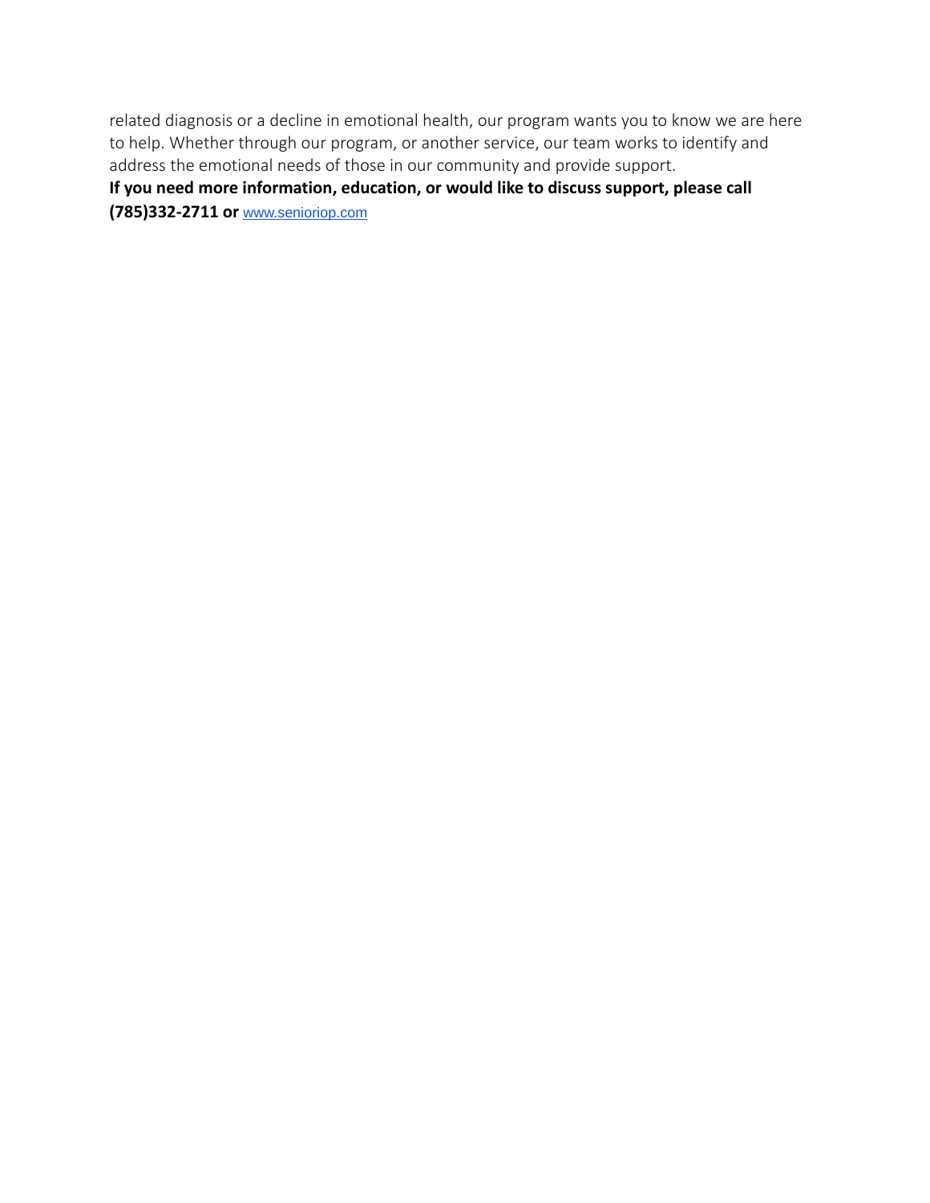related diagnosis or a decline in emotional health, our program wants you to know we are here to help. Whether through our program, or another service, our team works to identify and address the emotional needs of those in our community and provide support.

**If you need more information, education, or would like to discuss support, please call (785)332-2711 or** www.senioriop.com